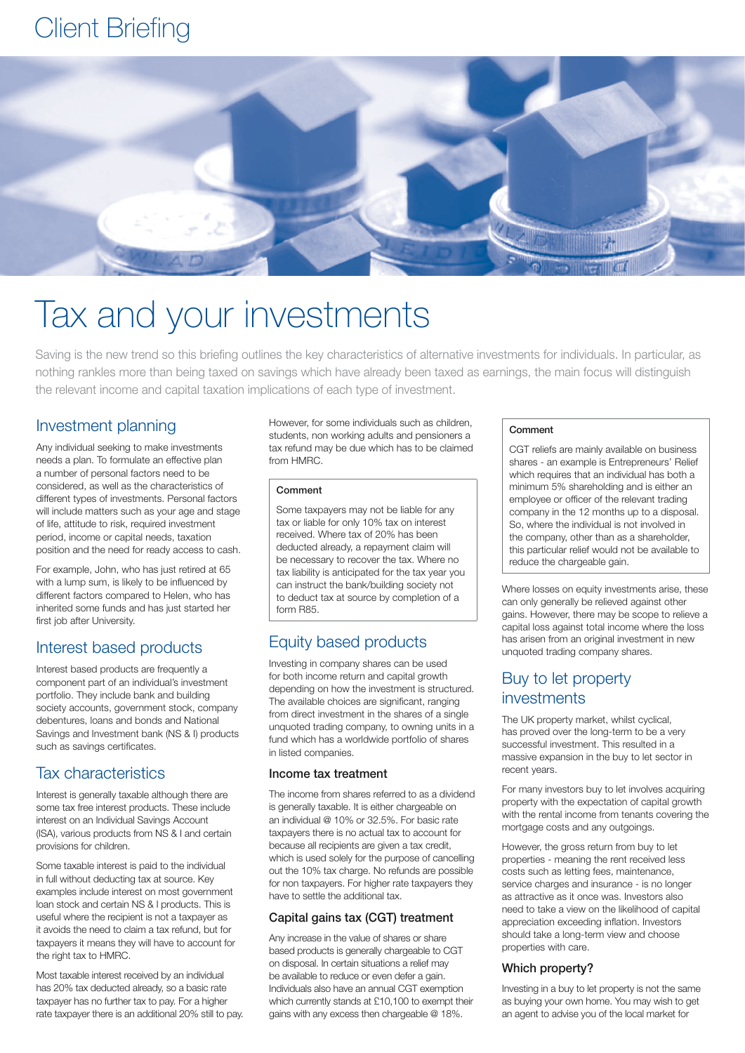Client Briefing

# Tax and your investments

Saving is the new trend so this briefing outlines the key characteristics of alternative investments for individuals. In particular, as nothing rankles more than being taxed on savings which have already been taxed as earnings, the main focus will distinguish the relevant income and capital taxation implications of each type of investment.

## Investment planning

Any individual seeking to make investments needs a plan. To formulate an effective plan a number of personal factors need to be considered, as well as the characteristics of different types of investments. Personal factors will include matters such as your age and stage of life, attitude to risk, required investment period, income or capital needs, taxation position and the need for ready access to cash.

For example, John, who has just retired at 65 with a lump sum, is likely to be influenced by different factors compared to Helen, who has inherited some funds and has just started her first job after University.

## Interest based products

Interest based products are frequently a component part of an individual's investment portfolio. They include bank and building society accounts, government stock, company debentures, loans and bonds and National Savings and Investment bank (NS & I) products such as savings certificates.

## Tax characteristics

Interest is generally taxable although there are some tax free interest products. These include interest on an Individual Savings Account (ISA), various products from NS & I and certain provisions for children.

Some taxable interest is paid to the individual in full without deducting tax at source. Key examples include interest on most government loan stock and certain NS & I products. This is useful where the recipient is not a taxpayer as it avoids the need to claim a tax refund, but for taxpayers it means they will have to account for the right tax to HMRC.

Most taxable interest received by an individual has 20% tax deducted already, so a basic rate taxpayer has no further tax to pay. For a higher rate taxpayer there is an additional 20% still to pay. However, for some individuals such as children, students, non working adults and pensioners a tax refund may be due which has to be claimed from HMRC.

**Comment**

Some taxpayers may not be liable for any tax or liable for only 10% tax on interest received. Where tax of 20% has been deducted already, a repayment claim will be necessary to recover the tax. Where no tax liability is anticipated for the tax year you can instruct the bank/building society not to deduct tax at source by completion of a form R85.

## Equity based products

Investing in company shares can be used for both income return and capital growth depending on how the investment is structured. The available choices are significant, ranging from direct investment in the shares of a single unquoted trading company, to owning units in a fund which has a worldwide portfolio of shares in listed companies.

### Income tax treatment

The income from shares referred to as a dividend is generally taxable. It is either chargeable on an individual @ 10% or 32.5%. For basic rate taxpayers there is no actual tax to account for because all recipients are given a tax credit, which is used solely for the purpose of cancelling out the 10% tax charge. No refunds are possible for non taxpayers. For higher rate taxpayers they have to settle the additional tax.

### Capital gains tax (CGT) treatment

Any increase in the value of shares or share based products is generally chargeable to CGT on disposal. In certain situations a relief may be available to reduce or even defer a gain. Individuals also have an annual CGT exemption which currently stands at £10,100 to exempt their gains with any excess then chargeable @ 18%.

**Comment**

CGT reliefs are mainly available on business shares - an example is Entrepreneurs' Relief which requires that an individual has both a minimum 5% shareholding and is either an employee or officer of the relevant trading company in the 12 months up to a disposal. So, where the individual is not involved in the company, other than as a shareholder, this particular relief would not be available to reduce the chargeable gain.

Where losses on equity investments arise, these can only generally be relieved against other gains. However, there may be scope to relieve a capital loss against total income where the loss has arisen from an original investment in new unquoted trading company shares.

## Buy to let property investments

The UK property market, whilst cyclical, has proved over the long-term to be a very successful investment. This resulted in a massive expansion in the buy to let sector in recent years.

For many investors buy to let involves acquiring property with the expectation of capital growth with the rental income from tenants covering the mortgage costs and any outgoings.

However, the gross return from buy to let properties - meaning the rent received less costs such as letting fees, maintenance, service charges and insurance - is no longer as attractive as it once was. Investors also need to take a view on the likelihood of capital appreciation exceeding inflation. Investors should take a long-term view and choose properties with care.

### Which property?

Investing in a buy to let property is not the same as buying your own home. You may wish to get an agent to advise you of the local market for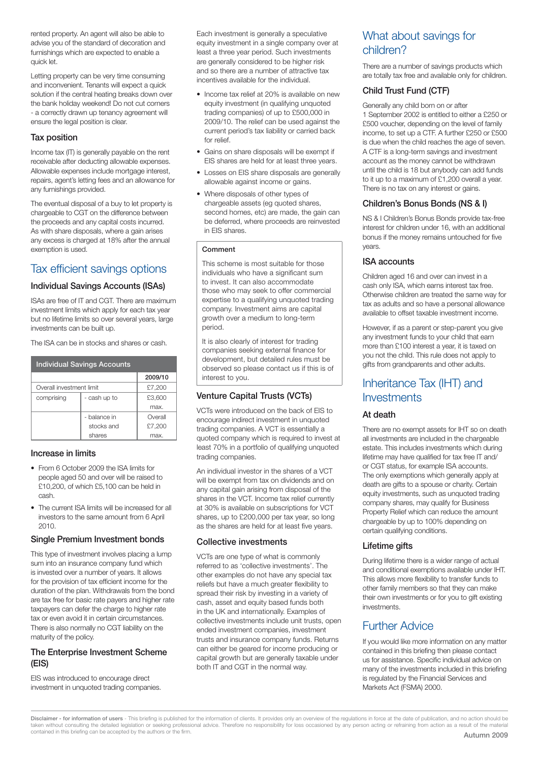rented property. An agent will also be able to advise you of the standard of decoration and furnishings which are expected to enable a quick let.

Letting property can be very time consuming and inconvenient. Tenants will expect a quick solution if the central heating breaks down over the bank holiday weekend! Do not cut corners - a correctly drawn up tenancy agreement will ensure the legal position is clear.

### Tax position

Income tax (IT) is generally payable on the rent receivable after deducting allowable expenses. Allowable expenses include mortgage interest, repairs, agent's letting fees and an allowance for any furnishings provided.

The eventual disposal of a buy to let property is chargeable to CGT on the difference between the proceeds and any capital costs incurred. As with share disposals, where a gain arises any excess is charged at 18% after the annual exemption is used.

## Tax efficient savings options

### Individual Savings Accounts (ISAs)

ISAs are free of IT and CGT. There are maximum investment limits which apply for each tax year but no lifetime limits so over several years, large investments can be built up.

The ISA can be in stocks and shares or cash.

| Individual Savings Accounts | | |
|---|---|---|
| | | 2009/10 |
| Overall investment limit | | £7,200 |
| comprising | - cash up to | £3,600 max. |
| | - balance in stocks and shares | Overall £7,200 max. |

### Increase in limits

- From 6 October 2009 the ISA limits for people aged 50 and over will be raised to £10,200, of which £5,100 can be held in cash.
- The current ISA limits will be increased for all investors to the same amount from 6 April 2010.

### Single Premium Investment bonds

This type of investment involves placing a lump sum into an insurance company fund which is invested over a number of years. It allows for the provision of tax efficient income for the duration of the plan. Withdrawals from the bond are tax free for basic rate payers and higher rate taxpayers can defer the charge to higher rate tax or even avoid it in certain circumstances. There is also normally no CGT liability on the maturity of the policy.

### The Enterprise Investment Scheme (EIS)

EIS was introduced to encourage direct investment in unquoted trading companies. Each investment is generally a speculative equity investment in a single company over at least a three year period. Such investments are generally considered to be higher risk and so there are a number of attractive tax incentives available for the individual.

- Income tax relief at 20% is available on new equity investment (in qualifying unquoted trading companies) of up to £500,000 in 2009/10. The relief can be used against the current period's tax liability or carried back for relief.
- Gains on share disposals will be exempt if EIS shares are held for at least three years.
- Losses on EIS share disposals are generally allowable against income or gains.
- Where disposals of other types of chargeable assets (eg quoted shares, second homes, etc) are made, the gain can be deferred, where proceeds are reinvested in EIS shares.

**Comment**

This scheme is most suitable for those individuals who have a significant sum to invest. It can also accommodate those who may seek to offer commercial expertise to a qualifying unquoted trading company. Investment aims are capital growth over a medium to long-term period.

It is also clearly of interest for trading companies seeking external finance for development, but detailed rules must be observed so please contact us if this is of interest to you.

### Venture Capital Trusts (VCTs)

VCTs were introduced on the back of EIS to encourage indirect investment in unquoted trading companies. A VCT is essentially a quoted company which is required to invest at least 70% in a portfolio of qualifying unquoted trading companies.

An individual investor in the shares of a VCT will be exempt from tax on dividends and on any capital gain arising from disposal of the shares in the VCT. Income tax relief currently at 30% is available on subscriptions for VCT shares, up to £200,000 per tax year, so long as the shares are held for at least five years.

### Collective investments

VCTs are one type of what is commonly referred to as 'collective investments'. The other examples do not have any special tax reliefs but have a much greater flexibility to spread their risk by investing in a variety of cash, asset and equity based funds both in the UK and internationally. Examples of collective investments include unit trusts, open ended investment companies, investment trusts and insurance company funds. Returns can either be geared for income producing or capital growth but are generally taxable under both IT and CGT in the normal way.

## What about savings for children?

There are a number of savings products which are totally tax free and available only for children.

### Child Trust Fund (CTF)

Generally any child born on or after 1 September 2002 is entitled to either a £250 or £500 voucher, depending on the level of family income, to set up a CTF. A further £250 or £500 is due when the child reaches the age of seven. A CTF is a long-term savings and investment account as the money cannot be withdrawn until the child is 18 but anybody can add funds to it up to a maximum of £1,200 overall a year. There is no tax on any interest or gains.

### Children's Bonus Bonds (NS & I)

NS & I Children's Bonus Bonds provide tax-free interest for children under 16, with an additional bonus if the money remains untouched for five years.

### ISA accounts

Children aged 16 and over can invest in a cash only ISA, which earns interest tax free. Otherwise children are treated the same way for tax as adults and so have a personal allowance available to offset taxable investment income.

However, if as a parent or step-parent you give any investment funds to your child that earn more than £100 interest a year, it is taxed on you not the child. This rule does not apply to gifts from grandparents and other adults.

## Inheritance Tax (IHT) and Investments

### At death

There are no exempt assets for IHT so on death all investments are included in the chargeable estate. This includes investments which during lifetime may have qualified for tax free IT and/or CGT status, for example ISA accounts. The only exemptions which generally apply at death are gifts to a spouse or charity. Certain equity investments, such as unquoted trading company shares, may qualify for Business Property Relief which can reduce the amount chargeable by up to 100% depending on certain qualifying conditions.

### Lifetime gifts

During lifetime there is a wider range of actual and conditional exemptions available under IHT. This allows more flexibility to transfer funds to other family members so that they can make their own investments or for you to gift existing investments.

## Further Advice

If you would like more information on any matter contained in this briefing then please contact us for assistance. Specific individual advice on many of the investments included in this briefing is regulated by the Financial Services and Markets Act (FSMA) 2000.

**Disclaimer - for information of users** - This briefing is published for the information of clients. It provides only an overview of the regulations in force at the date of publication, and no action should be taken without consulting the detailed legislation or seeking professional advice. Therefore no responsibility for loss occasioned by any person acting or refraining from action as a result of the material contained in this briefing can be accepted by the authors or the firm.

Autumn 2009